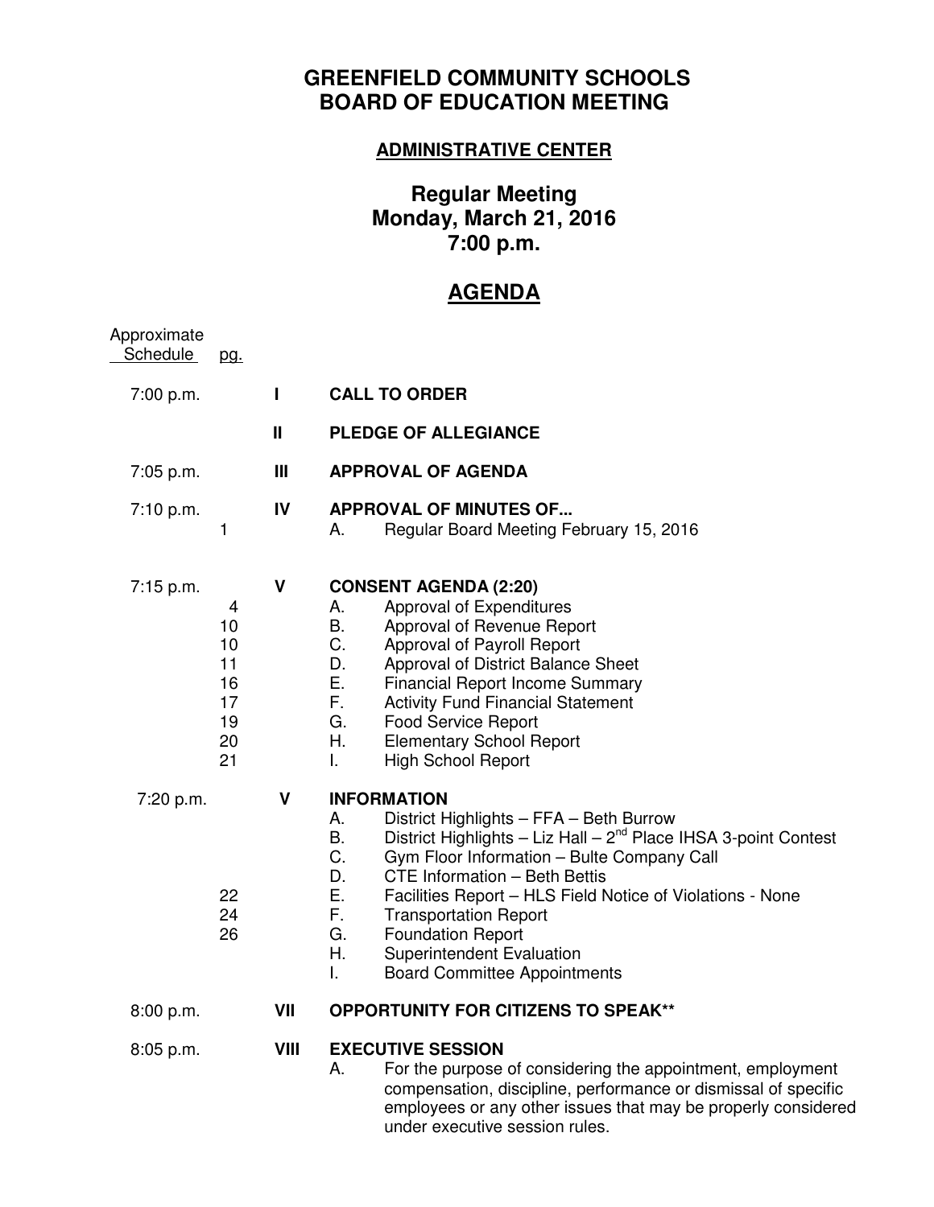# GREENFIELD COMMUNITY SCHOOLS
# BOARD OF EDUCATION MEETING

## ADMINISTRATIVE CENTER

## Regular Meeting
## Monday, March 21, 2016
## 7:00 p.m.

## AGENDA

| Approximate Schedule | pg. | | |
|---|---|---|---|
| 7:00 p.m. | | **I** | **CALL TO ORDER** |
| | | **II** | **PLEDGE OF ALLEGIANCE** |
| 7:05 p.m. | | **III** | **APPROVAL OF AGENDA** |
| 7:10 p.m. | | **IV** | **APPROVAL OF MINUTES OF...** |
| | 1 | | A. Regular Board Meeting February 15, 2016 |
| 7:15 p.m. | | **V** | **CONSENT AGENDA (2:20)** |
| | 4 | | A. Approval of Expenditures |
| | 10 | | B. Approval of Revenue Report |
| | 10 | | C. Approval of Payroll Report |
| | 11 | | D. Approval of District Balance Sheet |
| | 16 | | E. Financial Report Income Summary |
| | 17 | | F. Activity Fund Financial Statement |
| | 19 | | G. Food Service Report |
| | 20 | | H. Elementary School Report |
| | 21 | | I. High School Report |
| 7:20 p.m. | | **V** | **INFORMATION** |
| | | | A. District Highlights – FFA – Beth Burrow |
| | | | B. District Highlights – Liz Hall – 2nd Place IHSA 3-point Contest |
| | | | C. Gym Floor Information – Bulte Company Call |
| | | | D. CTE Information – Beth Bettis |
| | 22 | | E. Facilities Report – HLS Field Notice of Violations - None |
| | 24 | | F. Transportation Report |
| | 26 | | G. Foundation Report |
| | | | H. Superintendent Evaluation |
| | | | I. Board Committee Appointments |
| 8:00 p.m. | | **VII** | **OPPORTUNITY FOR CITIZENS TO SPEAK**** |
| 8:05 p.m. | | **VIII** | **EXECUTIVE SESSION** |
| | | | A. For the purpose of considering the appointment, employment compensation, discipline, performance or dismissal of specific employees or any other issues that may be properly considered under executive session rules. |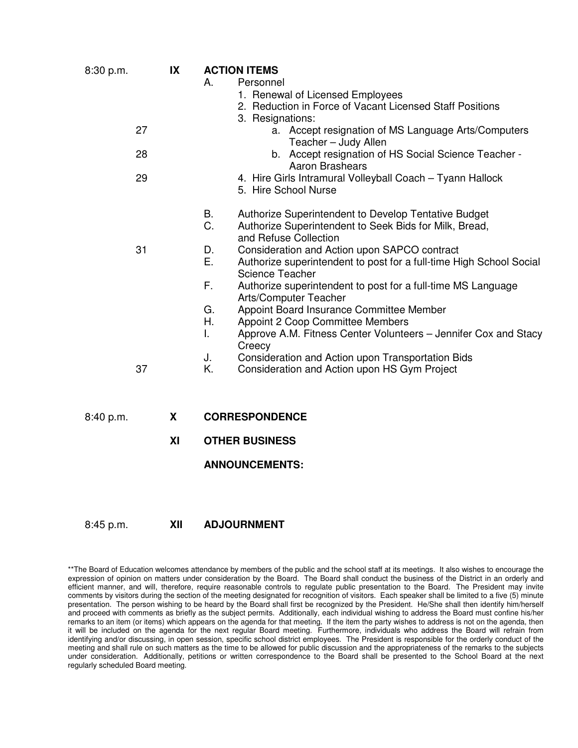8:30 p.m. **IX ACTION ITEMS**

A. Personnel

1. Renewal of Licensed Employees
2. Reduction in Force of Vacant Licensed Staff Positions
3. Resignations:
   - 27 — a. Accept resignation of MS Language Arts/Computers Teacher – Judy Allen
   - 28 — b. Accept resignation of HS Social Science Teacher - Aaron Brashears
4. 29 — Hire Girls Intramural Volleyball Coach – Tyann Hallock
5. Hire School Nurse

B. Authorize Superintendent to Develop Tentative Budget

C. Authorize Superintendent to Seek Bids for Milk, Bread, and Refuse Collection

31 — D. Consideration and Action upon SAPCO contract

E. Authorize superintendent to post for a full-time High School Social Science Teacher

F. Authorize superintendent to post for a full-time MS Language Arts/Computer Teacher

G. Appoint Board Insurance Committee Member

H. Appoint 2 Coop Committee Members

I. Approve A.M. Fitness Center Volunteers – Jennifer Cox and Stacy Creecy

J. Consideration and Action upon Transportation Bids

37 — K. Consideration and Action upon HS Gym Project

8:40 p.m. **X CORRESPONDENCE**

**XI OTHER BUSINESS**

**ANNOUNCEMENTS:**

8:45 p.m. **XII ADJOURNMENT**

**The Board of Education welcomes attendance by members of the public and the school staff at its meetings. It also wishes to encourage the expression of opinion on matters under consideration by the Board. The Board shall conduct the business of the District in an orderly and efficient manner, and will, therefore, require reasonable controls to regulate public presentation to the Board. The President may invite comments by visitors during the section of the meeting designated for recognition of visitors. Each speaker shall be limited to a five (5) minute presentation. The person wishing to be heard by the Board shall first be recognized by the President. He/She shall then identify him/herself and proceed with comments as briefly as the subject permits. Additionally, each individual wishing to address the Board must confine his/her remarks to an item (or items) which appears on the agenda for that meeting. If the item the party wishes to address is not on the agenda, then it will be included on the agenda for the next regular Board meeting. Furthermore, individuals who address the Board will refrain from identifying and/or discussing, in open session, specific school district employees. The President is responsible for the orderly conduct of the meeting and shall rule on such matters as the time to be allowed for public discussion and the appropriateness of the remarks to the subjects under consideration. Additionally, petitions or written correspondence to the Board shall be presented to the School Board at the next regularly scheduled Board meeting.